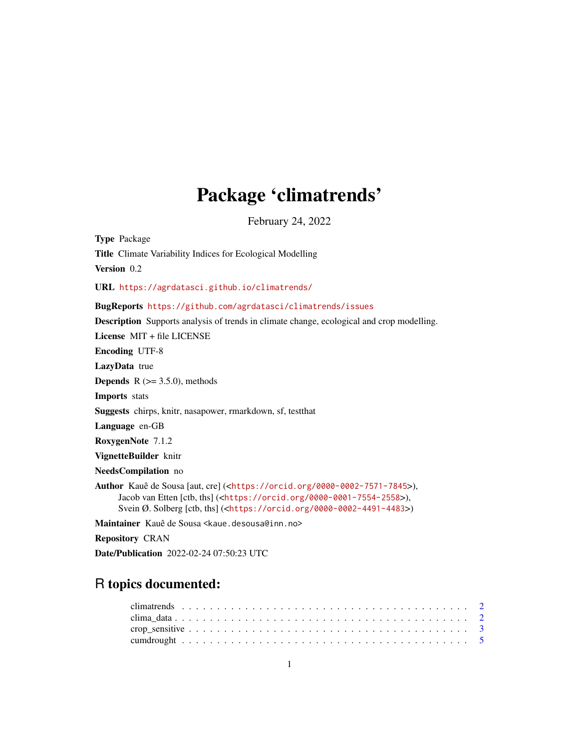# Package 'climatrends'

February 24, 2022

**Type** Package

**Title** Climate Variability Indices for Ecological Modelling

**Version** 0.2

**URL** https://agrdatasci.github.io/climatrends/

**BugReports** https://github.com/agrdatasci/climatrends/issues

**Description** Supports analysis of trends in climate change, ecological and crop modelling.

**License** MIT + file LICENSE

**Encoding** UTF-8

**LazyData** true

**Depends** R (>= 3.5.0), methods

**Imports** stats

**Suggests** chirps, knitr, nasapower, rmarkdown, sf, testthat

**Language** en-GB

**RoxygenNote** 7.1.2

**VignetteBuilder** knitr

**NeedsCompilation** no

**Author** Kauê de Sousa [aut, cre] (<https://orcid.org/0000-0002-7571-7845>),
Jacob van Etten [ctb, ths] (<https://orcid.org/0000-0001-7554-2558>),
Svein Ø. Solberg [ctb, ths] (<https://orcid.org/0000-0002-4491-4483>)

**Maintainer** Kauê de Sousa <kaue.desousa@inn.no>

**Repository** CRAN

**Date/Publication** 2022-02-24 07:50:23 UTC

## R topics documented:

climatrends . . . . . . . . . . . . . . . . . . . . . . . . . . . . . . . . . . . . . . . . 2
clima_data . . . . . . . . . . . . . . . . . . . . . . . . . . . . . . . . . . . . . . . . 2
crop_sensitive . . . . . . . . . . . . . . . . . . . . . . . . . . . . . . . . . . . . . . 3
cumdrought . . . . . . . . . . . . . . . . . . . . . . . . . . . . . . . . . . . . . . . . 5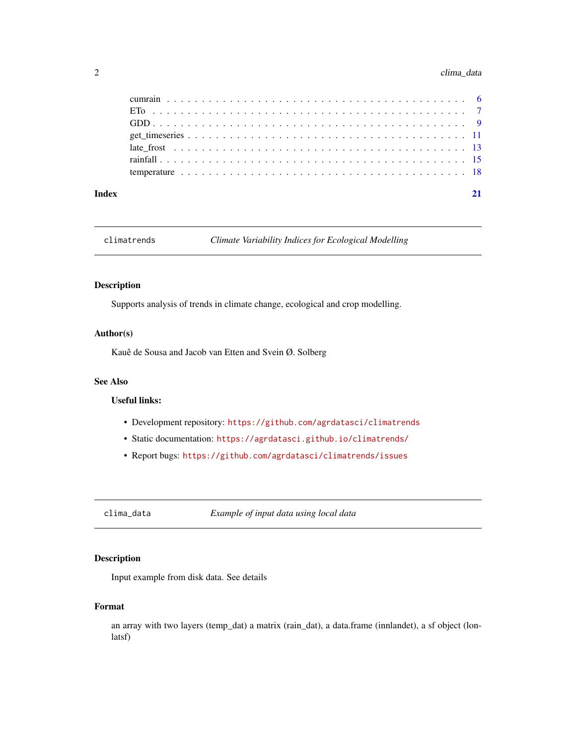cumrain . . . . . . . . . . . . . . . . . . . . . . . . . . . . . . . . . . . . . . . . . . 6
ETo . . . . . . . . . . . . . . . . . . . . . . . . . . . . . . . . . . . . . . . . . . . . 7
GDD . . . . . . . . . . . . . . . . . . . . . . . . . . . . . . . . . . . . . . . . . . . . 9
get_timeseries . . . . . . . . . . . . . . . . . . . . . . . . . . . . . . . . . . . . . . 11
late_frost . . . . . . . . . . . . . . . . . . . . . . . . . . . . . . . . . . . . . . . . 13
rainfall . . . . . . . . . . . . . . . . . . . . . . . . . . . . . . . . . . . . . . . . . 15
temperature . . . . . . . . . . . . . . . . . . . . . . . . . . . . . . . . . . . . . . . 18

**Index** **21**

---

## climatrends — *Climate Variability Indices for Ecological Modelling*

### Description

Supports analysis of trends in climate change, ecological and crop modelling.

### Author(s)

Kauê de Sousa and Jacob van Etten and Svein Ø. Solberg

### See Also

**Useful links:**

- Development repository: https://github.com/agrdatasci/climatrends
- Static documentation: https://agrdatasci.github.io/climatrends/
- Report bugs: https://github.com/agrdatasci/climatrends/issues

---

## clima_data — *Example of input data using local data*

### Description

Input example from disk data. See details

### Format

an array with two layers (temp_dat) a matrix (rain_dat), a data.frame (innlandet), a sf object (lonlatsf)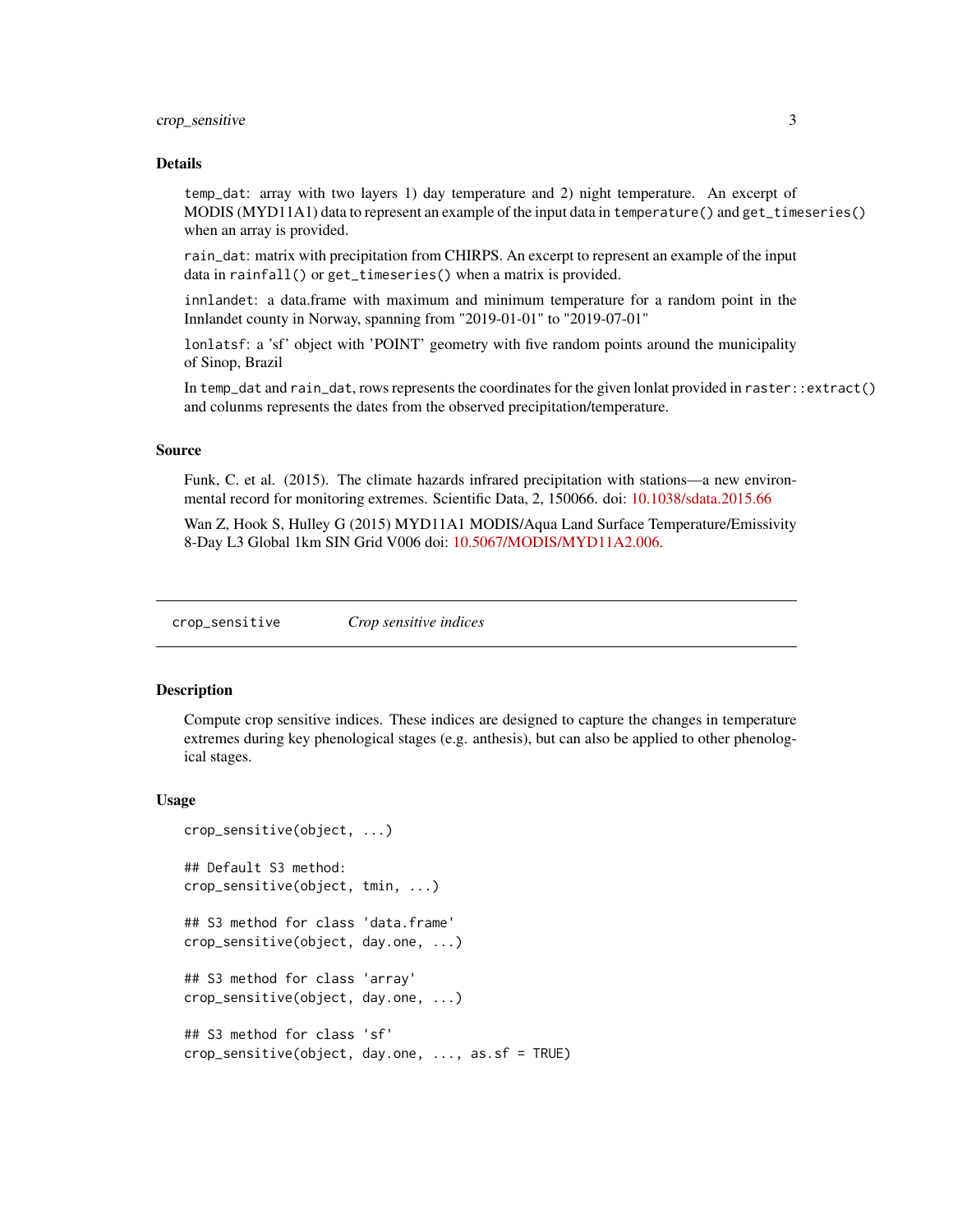## Details

`temp_dat`: array with two layers 1) day temperature and 2) night temperature. An excerpt of MODIS (MYD11A1) data to represent an example of the input data in `temperature()` and `get_timeseries()` when an array is provided.

`rain_dat`: matrix with precipitation from CHIRPS. An excerpt to represent an example of the input data in `rainfall()` or `get_timeseries()` when a matrix is provided.

`innlandet`: a data.frame with maximum and minimum temperature for a random point in the Innlandet county in Norway, spanning from "2019-01-01" to "2019-07-01"

`lonlatsf`: a 'sf' object with 'POINT' geometry with five random points around the municipality of Sinop, Brazil

In `temp_dat` and `rain_dat`, rows represents the coordinates for the given lonlat provided in `raster::extract()` and colunms represents the dates from the observed precipitation/temperature.

## Source

Funk, C. et al. (2015). The climate hazards infrared precipitation with stations—a new environmental record for monitoring extremes. Scientific Data, 2, 150066. doi: 10.1038/sdata.2015.66

Wan Z, Hook S, Hulley G (2015) MYD11A1 MODIS/Aqua Land Surface Temperature/Emissivity 8-Day L3 Global 1km SIN Grid V006 doi: 10.5067/MODIS/MYD11A2.006.

---

# crop_sensitive *Crop sensitive indices*

## Description

Compute crop sensitive indices. These indices are designed to capture the changes in temperature extremes during key phenological stages (e.g. anthesis), but can also be applied to other phenological stages.

## Usage

```
crop_sensitive(object, ...)

## Default S3 method:
crop_sensitive(object, tmin, ...)

## S3 method for class 'data.frame'
crop_sensitive(object, day.one, ...)

## S3 method for class 'array'
crop_sensitive(object, day.one, ...)

## S3 method for class 'sf'
crop_sensitive(object, day.one, ..., as.sf = TRUE)
```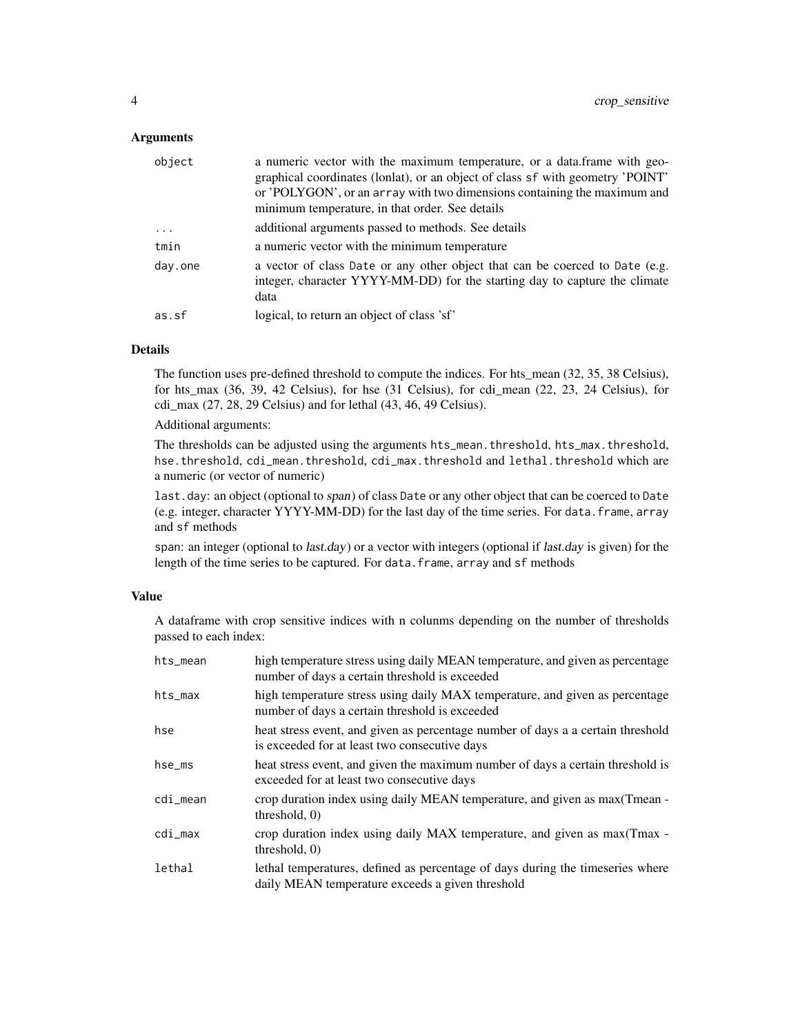### Arguments

| | |
|---|---|
| `object` | a numeric vector with the maximum temperature, or a data.frame with geographical coordinates (lonlat), or an object of class `sf` with geometry 'POINT' or 'POLYGON', or an `array` with two dimensions containing the maximum and minimum temperature, in that order. See details |
| `...` | additional arguments passed to methods. See details |
| `tmin` | a numeric vector with the minimum temperature |
| `day.one` | a vector of class `Date` or any other object that can be coerced to `Date` (e.g. integer, character YYYY-MM-DD) for the starting day to capture the climate data |
| `as.sf` | logical, to return an object of class 'sf' |

### Details

The function uses pre-defined threshold to compute the indices. For hts_mean (32, 35, 38 Celsius), for hts_max (36, 39, 42 Celsius), for hse (31 Celsius), for cdi_mean (22, 23, 24 Celsius), for cdi_max (27, 28, 29 Celsius) and for lethal (43, 46, 49 Celsius).

Additional arguments:

The thresholds can be adjusted using the arguments `hts_mean.threshold`, `hts_max.threshold`, `hse.threshold`, `cdi_mean.threshold`, `cdi_max.threshold` and `lethal.threshold` which are a numeric (or vector of numeric)

`last.day`: an object (optional to *span*) of class `Date` or any other object that can be coerced to `Date` (e.g. integer, character YYYY-MM-DD) for the last day of the time series. For `data.frame`, `array` and `sf` methods

`span`: an integer (optional to *last.day*) or a vector with integers (optional if *last.day* is given) for the length of the time series to be captured. For `data.frame`, `array` and `sf` methods

### Value

A dataframe with crop sensitive indices with n colunms depending on the number of thresholds passed to each index:

| | |
|---|---|
| `hts_mean` | high temperature stress using daily MEAN temperature, and given as percentage number of days a certain threshold is exceeded |
| `hts_max` | high temperature stress using daily MAX temperature, and given as percentage number of days a certain threshold is exceeded |
| `hse` | heat stress event, and given as percentage number of days a a certain threshold is exceeded for at least two consecutive days |
| `hse_ms` | heat stress event, and given the maximum number of days a certain threshold is exceeded for at least two consecutive days |
| `cdi_mean` | crop duration index using daily MEAN temperature, and given as max(Tmean - threshold, 0) |
| `cdi_max` | crop duration index using daily MAX temperature, and given as max(Tmax - threshold, 0) |
| `lethal` | lethal temperatures, defined as percentage of days during the timeseries where daily MEAN temperature exceeds a given threshold |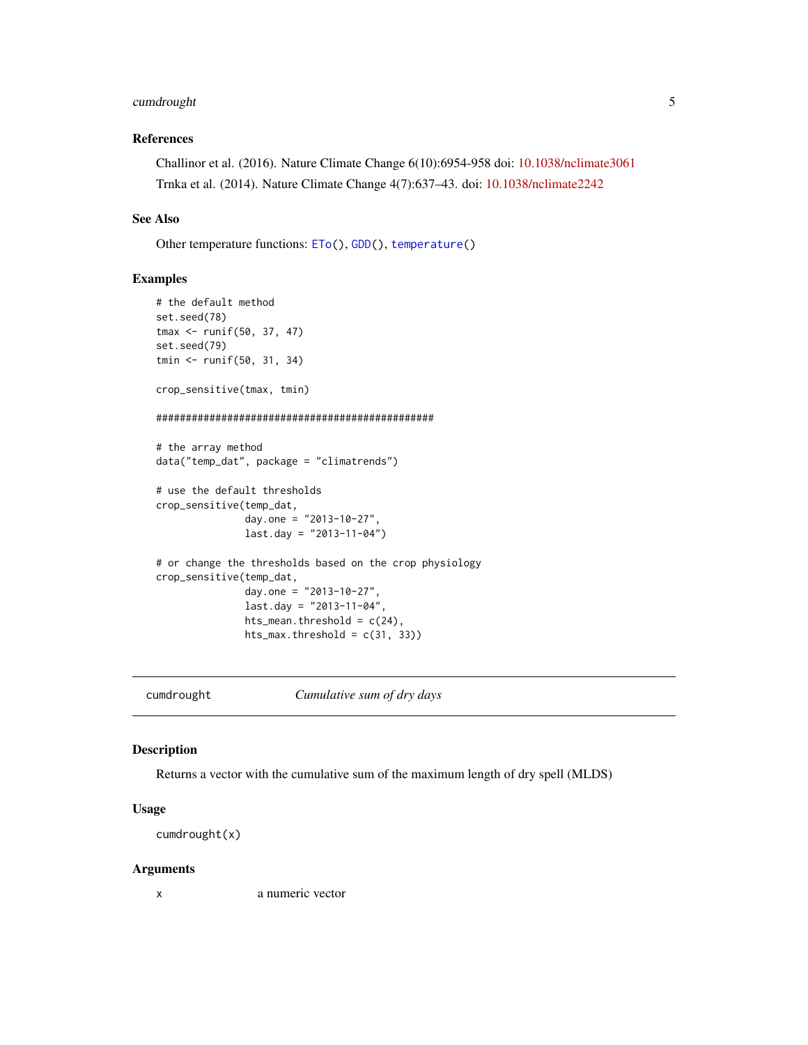### References

Challinor et al. (2016). Nature Climate Change 6(10):6954-958 doi: 10.1038/nclimate3061

Trnka et al. (2014). Nature Climate Change 4(7):637–43. doi: 10.1038/nclimate2242

### See Also

Other temperature functions: ETo(), GDD(), temperature()

### Examples

```
# the default method
set.seed(78)
tmax <- runif(50, 37, 47)
set.seed(79)
tmin <- runif(50, 31, 34)

crop_sensitive(tmax, tmin)

###############################################

# the array method
data("temp_dat", package = "climatrends")

# use the default thresholds
crop_sensitive(temp_dat,
               day.one = "2013-10-27",
               last.day = "2013-11-04")

# or change the thresholds based on the crop physiology
crop_sensitive(temp_dat,
               day.one = "2013-10-27",
               last.day = "2013-11-04",
               hts_mean.threshold = c(24),
               hts_max.threshold = c(31, 33))
```

---

## cumdrought — *Cumulative sum of dry days*

### Description

Returns a vector with the cumulative sum of the maximum length of dry spell (MLDS)

### Usage

```
cumdrought(x)
```

### Arguments

| | |
|---|---|
| x | a numeric vector |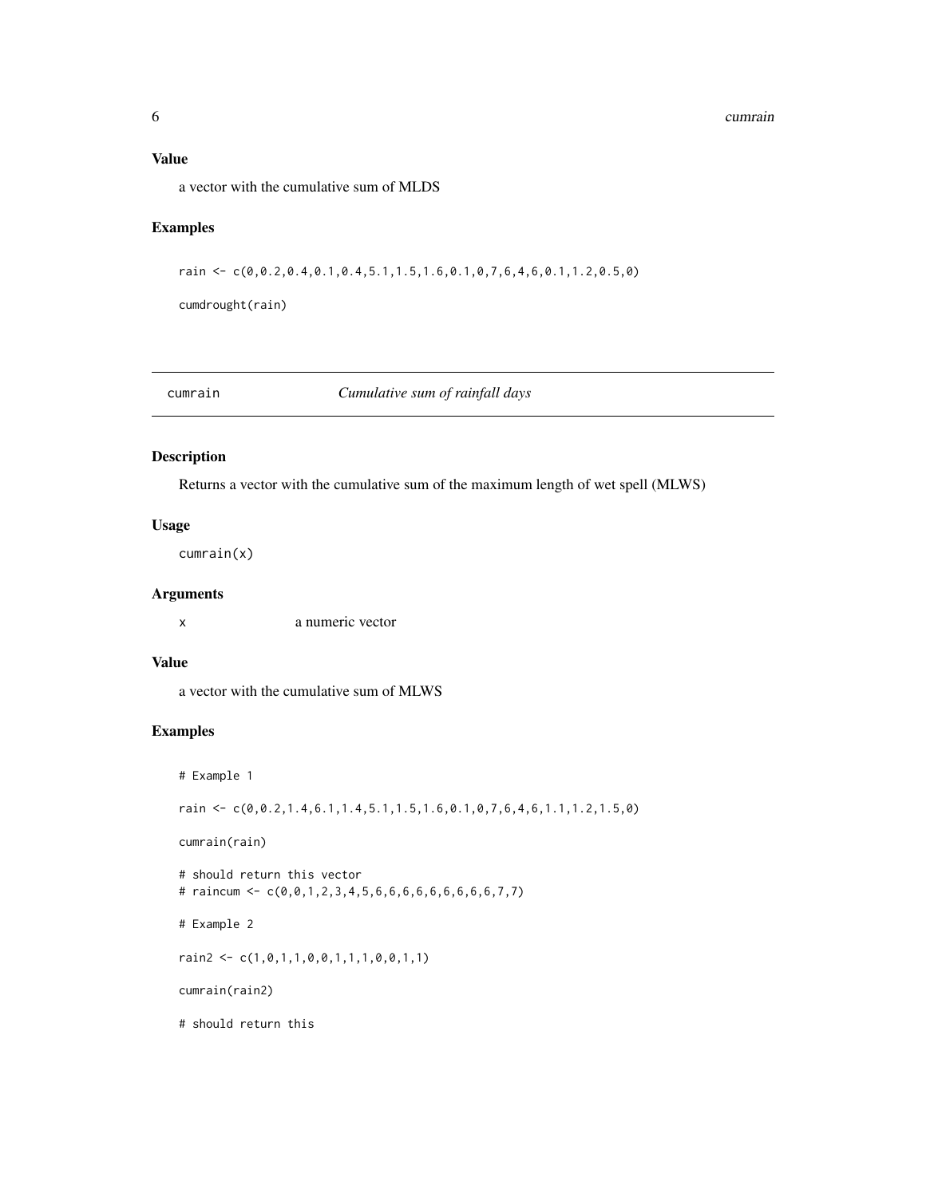### Value

a vector with the cumulative sum of MLDS

### Examples

```
rain <- c(0,0.2,0.4,0.1,0.4,5.1,1.5,1.6,0.1,0,7,6,4,6,0.1,1.2,0.5,0)

cumdrought(rain)
```

## cumrain *Cumulative sum of rainfall days*

### Description

Returns a vector with the cumulative sum of the maximum length of wet spell (MLWS)

### Usage

```
cumrain(x)
```

### Arguments

| | |
|---|---|
| x | a numeric vector |

### Value

a vector with the cumulative sum of MLWS

### Examples

```
# Example 1

rain <- c(0,0.2,1.4,6.1,1.4,5.1,1.5,1.6,0.1,0,7,6,4,6,1.1,1.2,1.5,0)

cumrain(rain)

# should return this vector
# raincum <- c(0,0,1,2,3,4,5,6,6,6,6,6,6,6,6,6,7,7)

# Example 2

rain2 <- c(1,0,1,1,0,0,1,1,1,0,0,1,1)

cumrain(rain2)

# should return this
```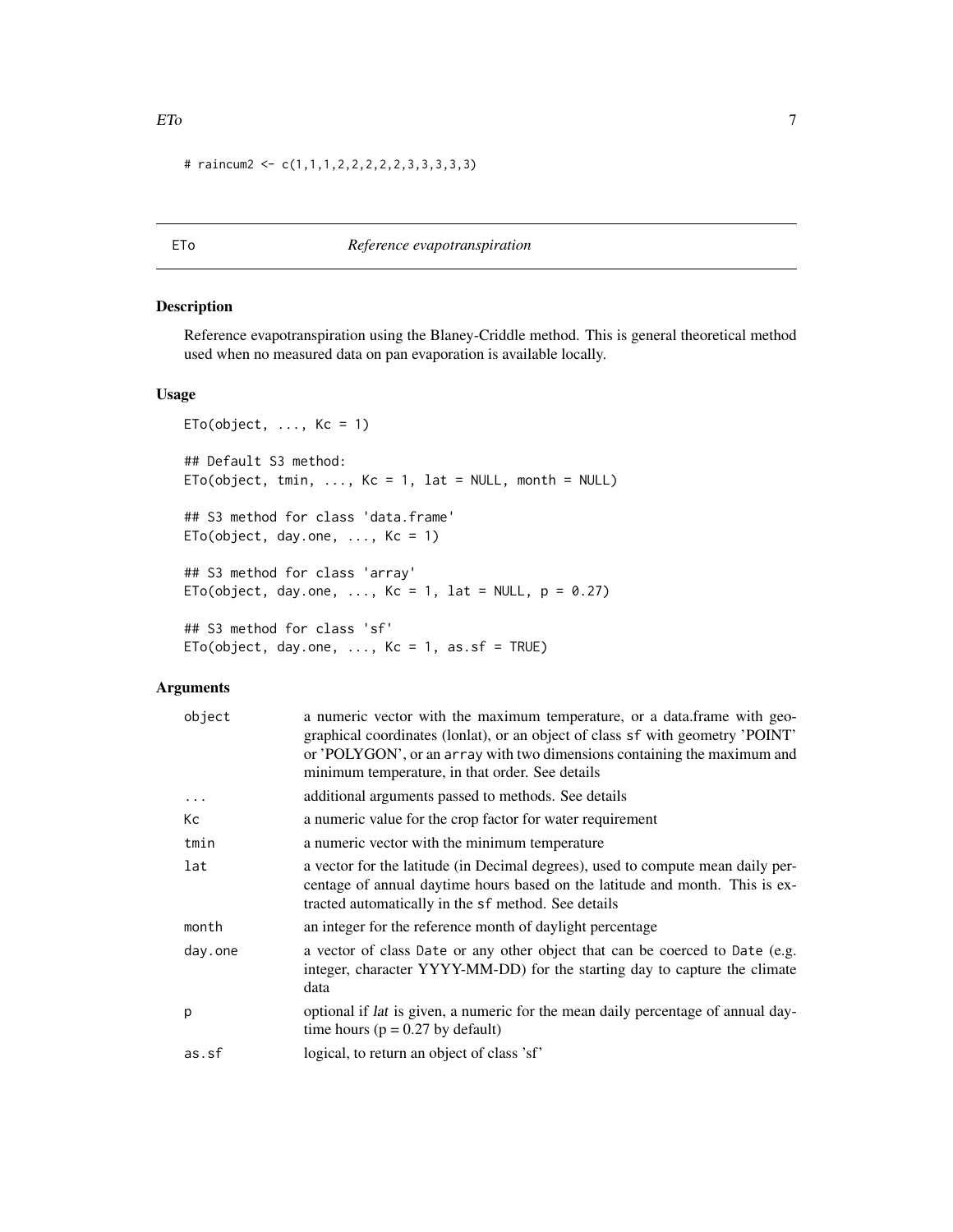```
# raincum2 <- c(1,1,1,2,2,2,2,2,3,3,3,3,3)
```

## ETo — *Reference evapotranspiration*

### Description

Reference evapotranspiration using the Blaney-Criddle method. This is general theoretical method used when no measured data on pan evaporation is available locally.

### Usage

```
ETo(object, ..., Kc = 1)

## Default S3 method:
ETo(object, tmin, ..., Kc = 1, lat = NULL, month = NULL)

## S3 method for class 'data.frame'
ETo(object, day.one, ..., Kc = 1)

## S3 method for class 'array'
ETo(object, day.one, ..., Kc = 1, lat = NULL, p = 0.27)

## S3 method for class 'sf'
ETo(object, day.one, ..., Kc = 1, as.sf = TRUE)
```

### Arguments

| | |
|---|---|
| object | a numeric vector with the maximum temperature, or a data.frame with geographical coordinates (lonlat), or an object of class sf with geometry 'POINT' or 'POLYGON', or an array with two dimensions containing the maximum and minimum temperature, in that order. See details |
| ... | additional arguments passed to methods. See details |
| Kc | a numeric value for the crop factor for water requirement |
| tmin | a numeric vector with the minimum temperature |
| lat | a vector for the latitude (in Decimal degrees), used to compute mean daily percentage of annual daytime hours based on the latitude and month. This is extracted automatically in the sf method. See details |
| month | an integer for the reference month of daylight percentage |
| day.one | a vector of class Date or any other object that can be coerced to Date (e.g. integer, character YYYY-MM-DD) for the starting day to capture the climate data |
| p | optional if *lat* is given, a numeric for the mean daily percentage of annual daytime hours (p = 0.27 by default) |
| as.sf | logical, to return an object of class 'sf' |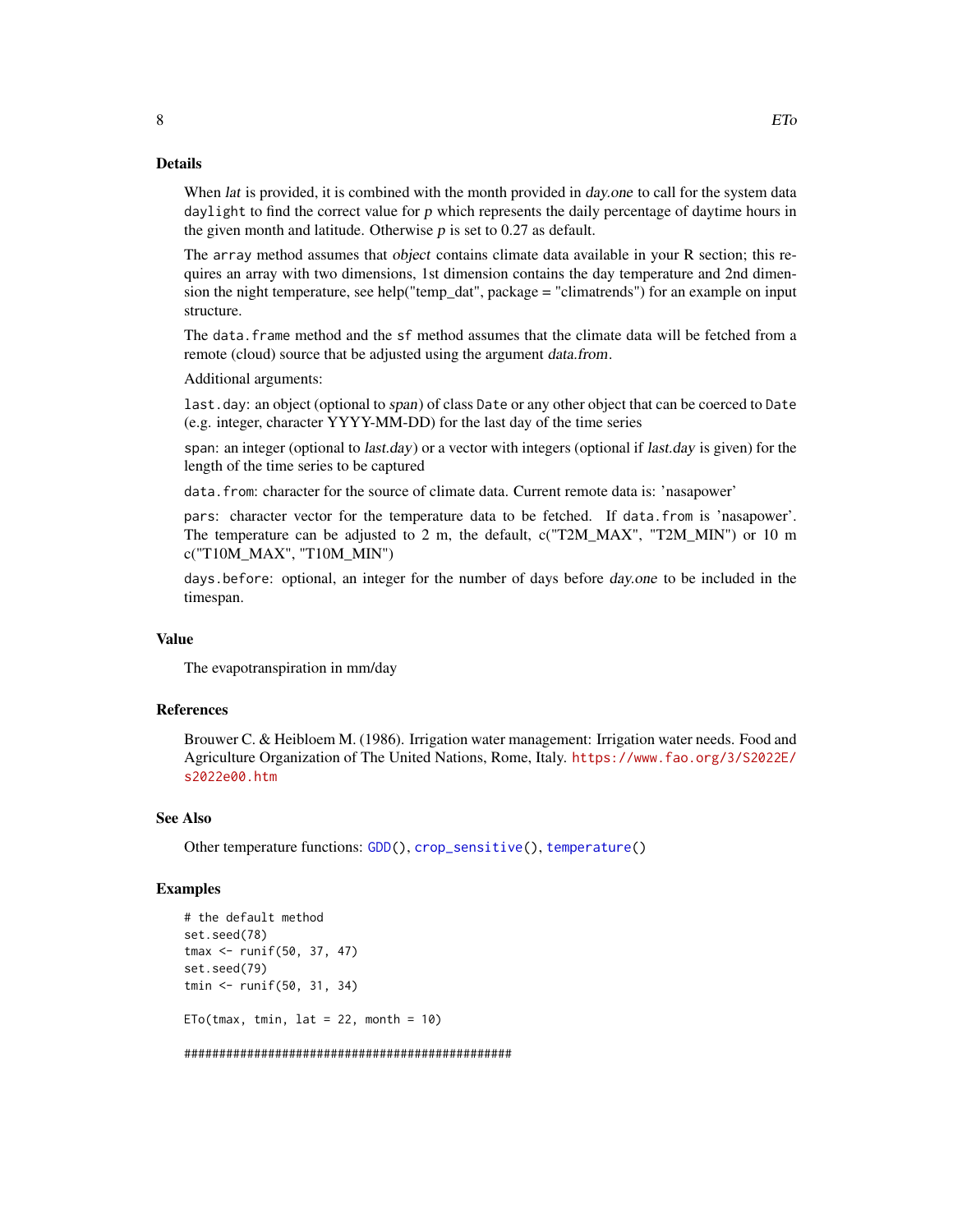### Details

When *lat* is provided, it is combined with the month provided in *day.one* to call for the system data `daylight` to find the correct value for *p* which represents the daily percentage of daytime hours in the given month and latitude. Otherwise *p* is set to 0.27 as default.

The `array` method assumes that *object* contains climate data available in your R section; this requires an array with two dimensions, 1st dimension contains the day temperature and 2nd dimension the night temperature, see help("temp_dat", package = "climatrends") for an example on input structure.

The `data.frame` method and the `sf` method assumes that the climate data will be fetched from a remote (cloud) source that be adjusted using the argument *data.from*.

Additional arguments:

`last.day`: an object (optional to *span*) of class `Date` or any other object that can be coerced to `Date` (e.g. integer, character YYYY-MM-DD) for the last day of the time series

`span`: an integer (optional to *last.day*) or a vector with integers (optional if *last.day* is given) for the length of the time series to be captured

`data.from`: character for the source of climate data. Current remote data is: 'nasapower'

`pars`: character vector for the temperature data to be fetched. If `data.from` is 'nasapower'. The temperature can be adjusted to 2 m, the default, c("T2M_MAX", "T2M_MIN") or 10 m c("T10M_MAX", "T10M_MIN")

`days.before`: optional, an integer for the number of days before *day.one* to be included in the timespan.

### Value

The evapotranspiration in mm/day

### References

Brouwer C. & Heibloem M. (1986). Irrigation water management: Irrigation water needs. Food and Agriculture Organization of The United Nations, Rome, Italy. https://www.fao.org/3/S2022E/s2022e00.htm

### See Also

Other temperature functions: `GDD()`, `crop_sensitive()`, `temperature()`

### Examples

```
# the default method
set.seed(78)
tmax <- runif(50, 37, 47)
set.seed(79)
tmin <- runif(50, 31, 34)

ETo(tmax, tmin, lat = 22, month = 10)

################################################
```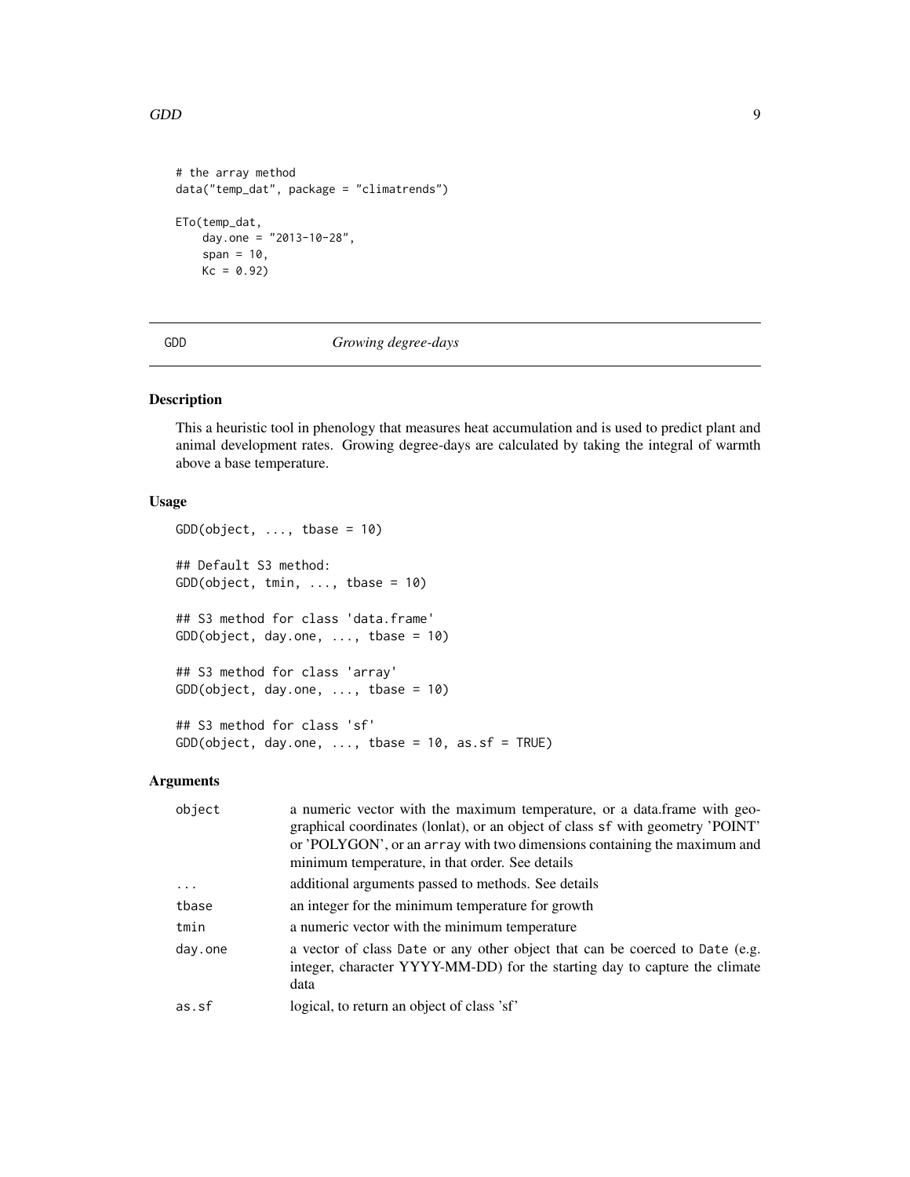```
# the array method
data("temp_dat", package = "climatrends")

ETo(temp_dat,
    day.one = "2013-10-28",
    span = 10,
    Kc = 0.92)
```

## GDD — *Growing degree-days*

### Description

This a heuristic tool in phenology that measures heat accumulation and is used to predict plant and animal development rates. Growing degree-days are calculated by taking the integral of warmth above a base temperature.

### Usage

```
GDD(object, ..., tbase = 10)

## Default S3 method:
GDD(object, tmin, ..., tbase = 10)

## S3 method for class 'data.frame'
GDD(object, day.one, ..., tbase = 10)

## S3 method for class 'array'
GDD(object, day.one, ..., tbase = 10)

## S3 method for class 'sf'
GDD(object, day.one, ..., tbase = 10, as.sf = TRUE)
```

### Arguments

| | |
|---|---|
| `object` | a numeric vector with the maximum temperature, or a data.frame with geographical coordinates (lonlat), or an object of class `sf` with geometry 'POINT' or 'POLYGON', or an `array` with two dimensions containing the maximum and minimum temperature, in that order. See details |
| `...` | additional arguments passed to methods. See details |
| `tbase` | an integer for the minimum temperature for growth |
| `tmin` | a numeric vector with the minimum temperature |
| `day.one` | a vector of class `Date` or any other object that can be coerced to `Date` (e.g. integer, character YYYY-MM-DD) for the starting day to capture the climate data |
| `as.sf` | logical, to return an object of class 'sf' |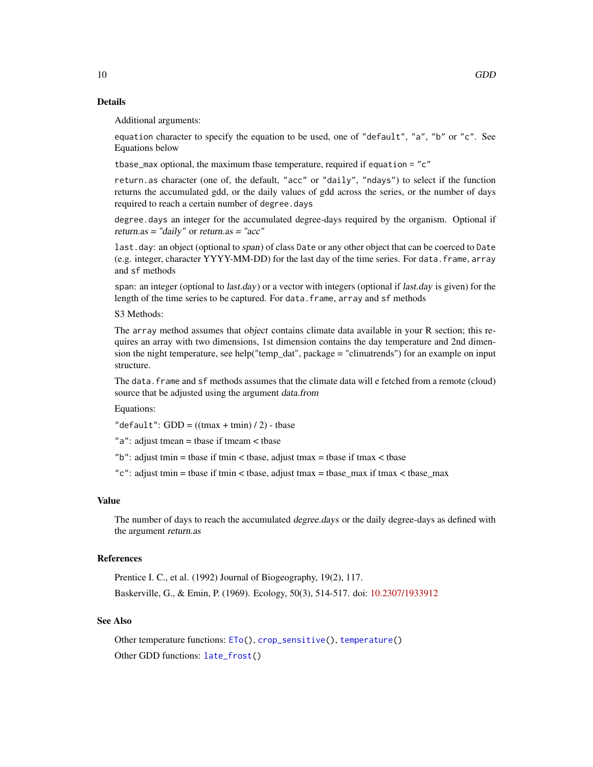## Details

Additional arguments:

`equation` character to specify the equation to be used, one of `"default"`, `"a"`, `"b"` or `"c"`. See Equations below

`tbase_max` optional, the maximum tbase temperature, required if `equation = "c"`

`return.as` character (one of, the default, `"acc"` or `"daily"`, `"ndays"`) to select if the function returns the accumulated gdd, or the daily values of gdd across the series, or the number of days required to reach a certain number of `degree.days`

`degree.days` an integer for the accumulated degree-days required by the organism. Optional if *return.as = "daily"* or *return.as = "acc"*

`last.day`: an object (optional to *span*) of class `Date` or any other object that can be coerced to `Date` (e.g. integer, character YYYY-MM-DD) for the last day of the time series. For `data.frame`, `array` and `sf` methods

`span`: an integer (optional to *last.day*) or a vector with integers (optional if *last.day* is given) for the length of the time series to be captured. For `data.frame`, `array` and `sf` methods

S3 Methods:

The `array` method assumes that *object* contains climate data available in your R section; this requires an array with two dimensions, 1st dimension contains the day temperature and 2nd dimension the night temperature, see help("temp_dat", package = "climatrends") for an example on input structure.

The `data.frame` and `sf` methods assumes that the climate data will e fetched from a remote (cloud) source that be adjusted using the argument *data.from*

Equations:

`"default"`: GDD = ((tmax + tmin) / 2) - tbase

`"a"`: adjust tmean = tbase if tmeam < tbase

`"b"`: adjust tmin = tbase if tmin < tbase, adjust tmax = tbase if tmax < tbase

`"c"`: adjust tmin = tbase if tmin < tbase, adjust tmax = tbase_max if tmax < tbase_max

## Value

The number of days to reach the accumulated *degree.days* or the daily degree-days as defined with the argument *return.as*

## References

Prentice I. C., et al. (1992) Journal of Biogeography, 19(2), 117.

Baskerville, G., & Emin, P. (1969). Ecology, 50(3), 514-517. doi: 10.2307/1933912

## See Also

Other temperature functions: `ETo()`, `crop_sensitive()`, `temperature()`

Other GDD functions: `late_frost()`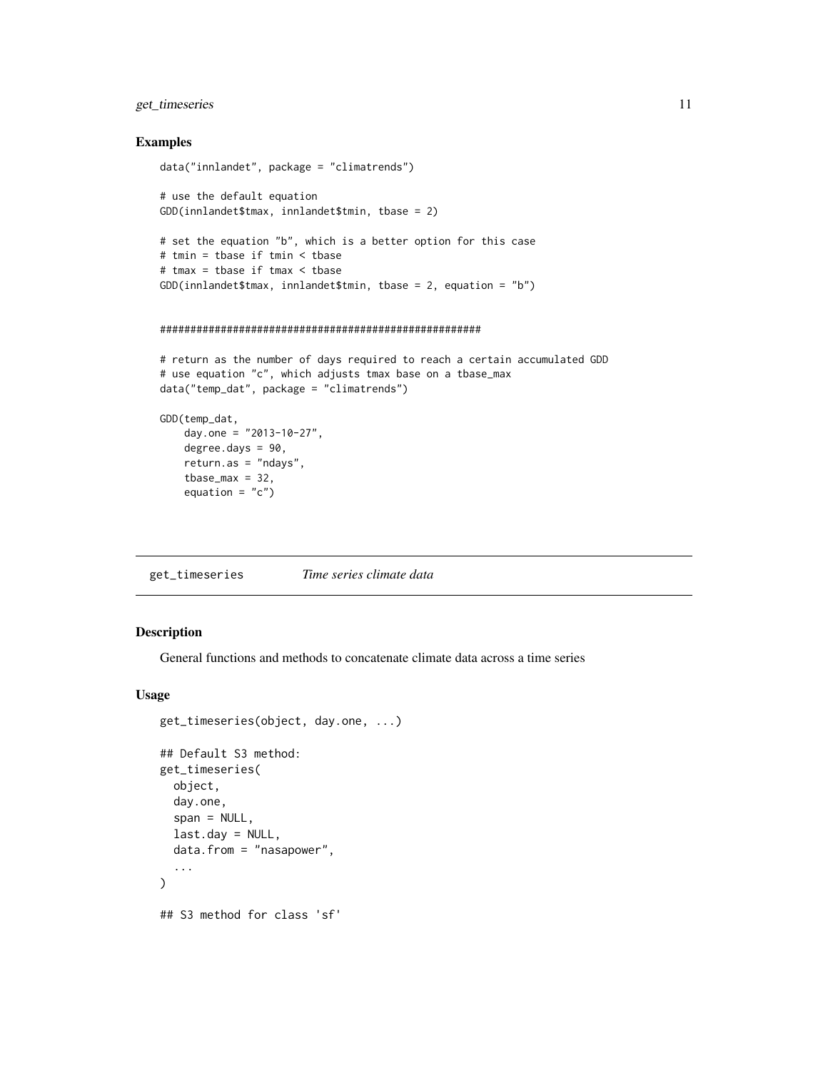### Examples

```
data("innlandet", package = "climatrends")

# use the default equation
GDD(innlandet$tmax, innlandet$tmin, tbase = 2)

# set the equation "b", which is a better option for this case
# tmin = tbase if tmin < tbase
# tmax = tbase if tmax < tbase
GDD(innlandet$tmax, innlandet$tmin, tbase = 2, equation = "b")


#####################################################

# return as the number of days required to reach a certain accumulated GDD
# use equation "c", which adjusts tmax base on a tbase_max
data("temp_dat", package = "climatrends")

GDD(temp_dat,
    day.one = "2013-10-27",
    degree.days = 90,
    return.as = "ndays",
    tbase_max = 32,
    equation = "c")
```

---

## get_timeseries *Time series climate data*

### Description

General functions and methods to concatenate climate data across a time series

### Usage

```
get_timeseries(object, day.one, ...)

## Default S3 method:
get_timeseries(
  object,
  day.one,
  span = NULL,
  last.day = NULL,
  data.from = "nasapower",
  ...
)

## S3 method for class 'sf'
```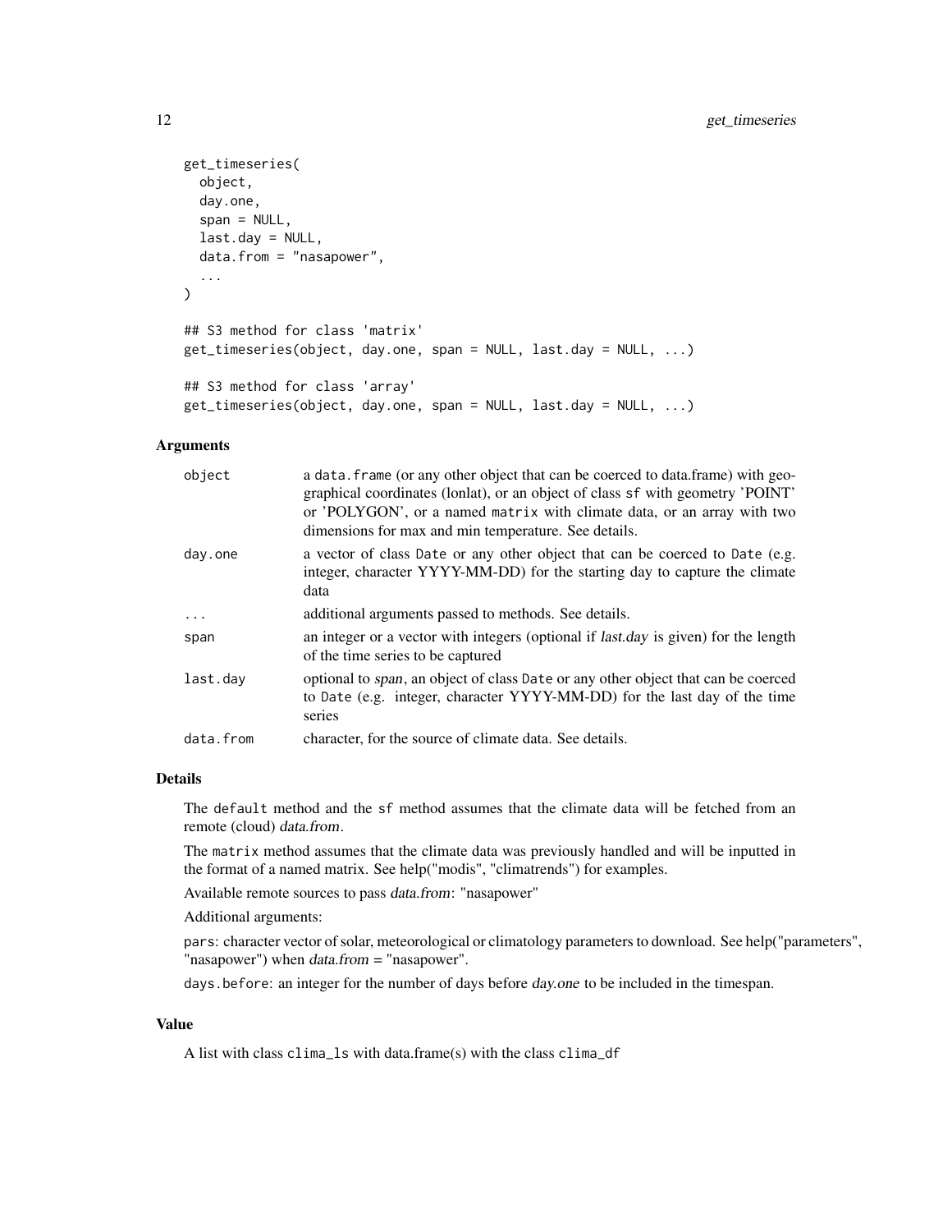```
get_timeseries(
  object,
  day.one,
  span = NULL,
  last.day = NULL,
  data.from = "nasapower",
  ...
)

## S3 method for class 'matrix'
get_timeseries(object, day.one, span = NULL, last.day = NULL, ...)

## S3 method for class 'array'
get_timeseries(object, day.one, span = NULL, last.day = NULL, ...)
```

### Arguments

| | |
|---|---|
| `object` | a `data.frame` (or any other object that can be coerced to data.frame) with geographical coordinates (lonlat), or an object of class `sf` with geometry 'POINT' or 'POLYGON', or a named `matrix` with climate data, or an array with two dimensions for max and min temperature. See details. |
| `day.one` | a vector of class `Date` or any other object that can be coerced to `Date` (e.g. integer, character YYYY-MM-DD) for the starting day to capture the climate data |
| `...` | additional arguments passed to methods. See details. |
| `span` | an integer or a vector with integers (optional if *last.day* is given) for the length of the time series to be captured |
| `last.day` | optional to *span*, an object of class `Date` or any other object that can be coerced to `Date` (e.g. integer, character YYYY-MM-DD) for the last day of the time series |
| `data.from` | character, for the source of climate data. See details. |

### Details

The `default` method and the `sf` method assumes that the climate data will be fetched from an remote (cloud) *data.from*.

The `matrix` method assumes that the climate data was previously handled and will be inputted in the format of a named matrix. See help("modis", "climatrends") for examples.

Available remote sources to pass *data.from*: "nasapower"

Additional arguments:

`pars`: character vector of solar, meteorological or climatology parameters to download. See help("parameters", "nasapower") when *data.from* = "nasapower".

`days.before`: an integer for the number of days before *day.one* to be included in the timespan.

### Value

A list with class `clima_ls` with data.frame(s) with the class `clima_df`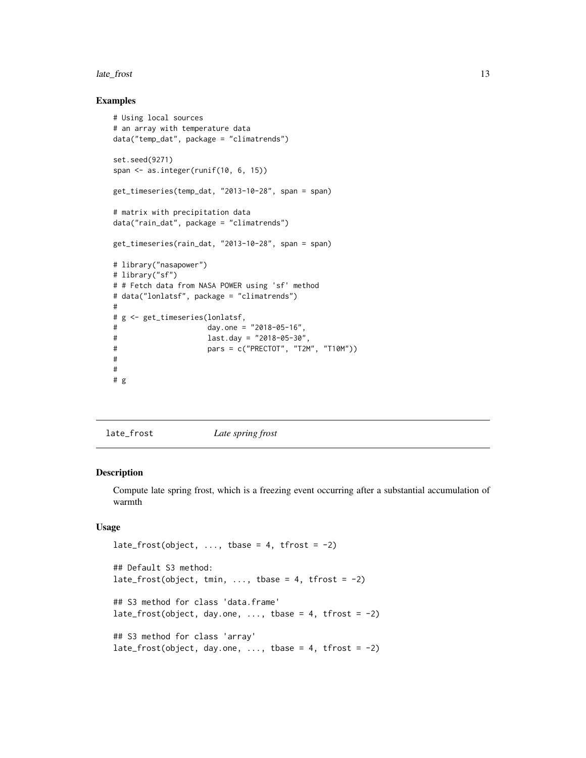## Examples

```
# Using local sources
# an array with temperature data
data("temp_dat", package = "climatrends")

set.seed(9271)
span <- as.integer(runif(10, 6, 15))

get_timeseries(temp_dat, "2013-10-28", span = span)

# matrix with precipitation data
data("rain_dat", package = "climatrends")

get_timeseries(rain_dat, "2013-10-28", span = span)

# library("nasapower")
# library("sf")
# # Fetch data from NASA POWER using 'sf' method
# data("lonlatsf", package = "climatrends")
#
# g <- get_timeseries(lonlatsf,
#                     day.one = "2018-05-16",
#                     last.day = "2018-05-30",
#                     pars = c("PRECTOT", "T2M", "T10M"))
#
#
# g
```

---

# late_frost *Late spring frost*

## Description

Compute late spring frost, which is a freezing event occurring after a substantial accumulation of warmth

## Usage

```
late_frost(object, ..., tbase = 4, tfrost = -2)

## Default S3 method:
late_frost(object, tmin, ..., tbase = 4, tfrost = -2)

## S3 method for class 'data.frame'
late_frost(object, day.one, ..., tbase = 4, tfrost = -2)

## S3 method for class 'array'
late_frost(object, day.one, ..., tbase = 4, tfrost = -2)
```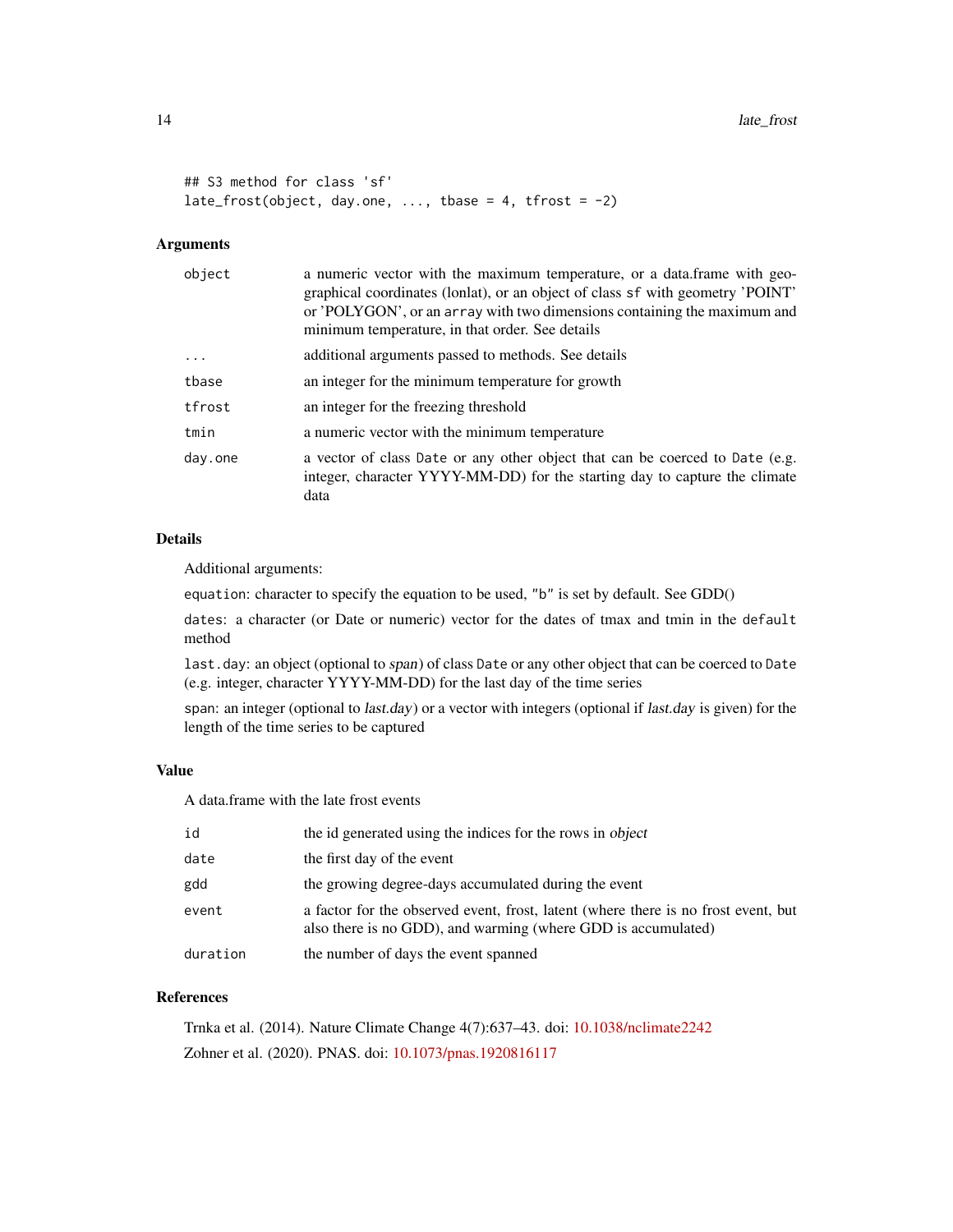```
## S3 method for class 'sf'
late_frost(object, day.one, ..., tbase = 4, tfrost = -2)
```

### Arguments

| | |
|---|---|
| `object` | a numeric vector with the maximum temperature, or a data.frame with geographical coordinates (lonlat), or an object of class `sf` with geometry 'POINT' or 'POLYGON', or an `array` with two dimensions containing the maximum and minimum temperature, in that order. See details |
| `...` | additional arguments passed to methods. See details |
| `tbase` | an integer for the minimum temperature for growth |
| `tfrost` | an integer for the freezing threshold |
| `tmin` | a numeric vector with the minimum temperature |
| `day.one` | a vector of class `Date` or any other object that can be coerced to `Date` (e.g. integer, character YYYY-MM-DD) for the starting day to capture the climate data |

### Details

Additional arguments:

`equation`: character to specify the equation to be used, `"b"` is set by default. See GDD()

`dates`: a character (or Date or numeric) vector for the dates of tmax and tmin in the `default` method

`last.day`: an object (optional to *span*) of class `Date` or any other object that can be coerced to `Date` (e.g. integer, character YYYY-MM-DD) for the last day of the time series

`span`: an integer (optional to *last.day*) or a vector with integers (optional if *last.day* is given) for the length of the time series to be captured

### Value

A data.frame with the late frost events

| | |
|---|---|
| `id` | the id generated using the indices for the rows in *object* |
| `date` | the first day of the event |
| `gdd` | the growing degree-days accumulated during the event |
| `event` | a factor for the observed event, frost, latent (where there is no frost event, but also there is no GDD), and warming (where GDD is accumulated) |
| `duration` | the number of days the event spanned |

### References

Trnka et al. (2014). Nature Climate Change 4(7):637–43. doi: 10.1038/nclimate2242

Zohner et al. (2020). PNAS. doi: 10.1073/pnas.1920816117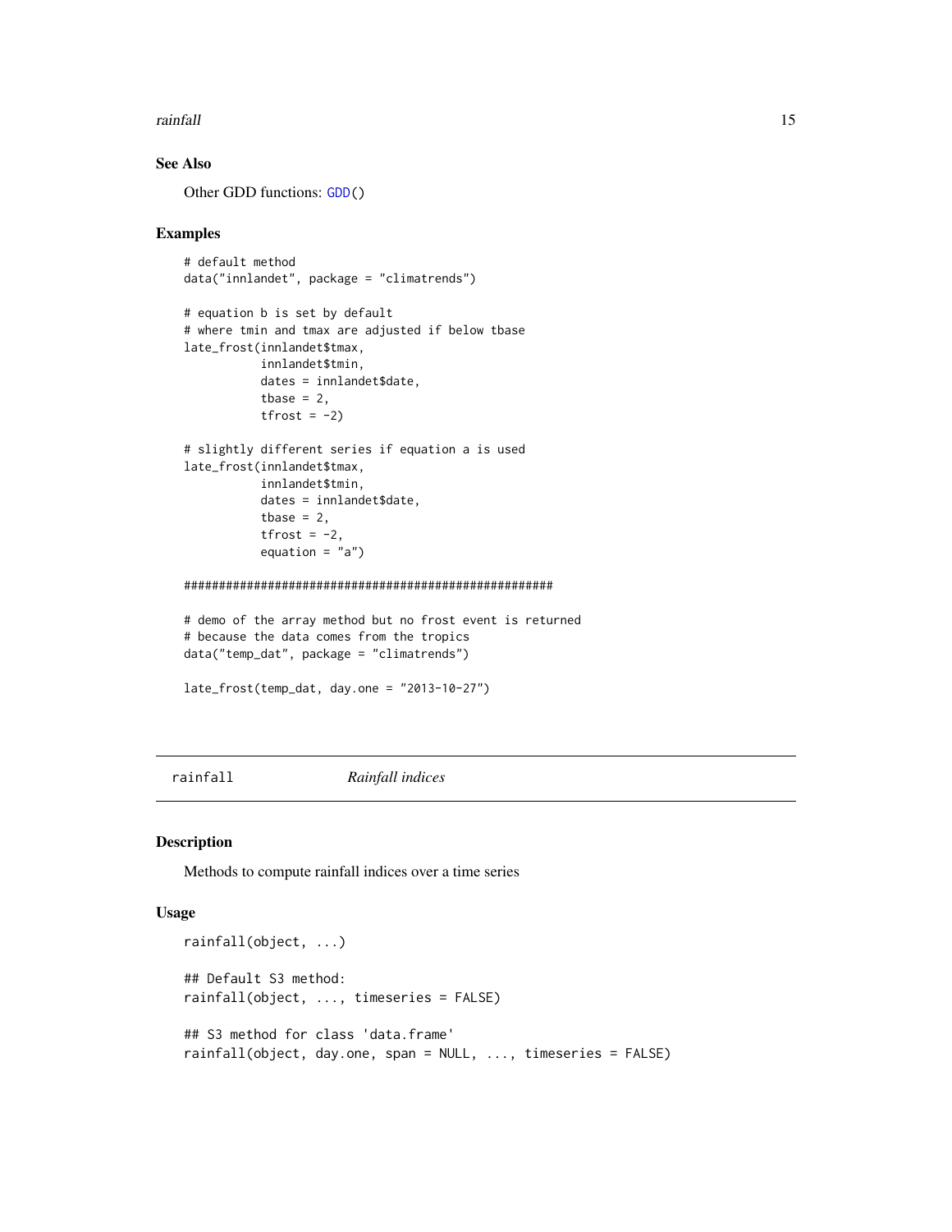### See Also

Other GDD functions: GDD()

### Examples

```
# default method
data("innlandet", package = "climatrends")

# equation b is set by default
# where tmin and tmax are adjusted if below tbase
late_frost(innlandet$tmax,
           innlandet$tmin,
           dates = innlandet$date,
           tbase = 2,
           tfrost = -2)

# slightly different series if equation a is used
late_frost(innlandet$tmax,
           innlandet$tmin,
           dates = innlandet$date,
           tbase = 2,
           tfrost = -2,
           equation = "a")

#####################################################

# demo of the array method but no frost event is returned
# because the data comes from the tropics
data("temp_dat", package = "climatrends")

late_frost(temp_dat, day.one = "2013-10-27")
```

---

## rainfall *Rainfall indices*

### Description

Methods to compute rainfall indices over a time series

### Usage

```
rainfall(object, ...)

## Default S3 method:
rainfall(object, ..., timeseries = FALSE)

## S3 method for class 'data.frame'
rainfall(object, day.one, span = NULL, ..., timeseries = FALSE)
```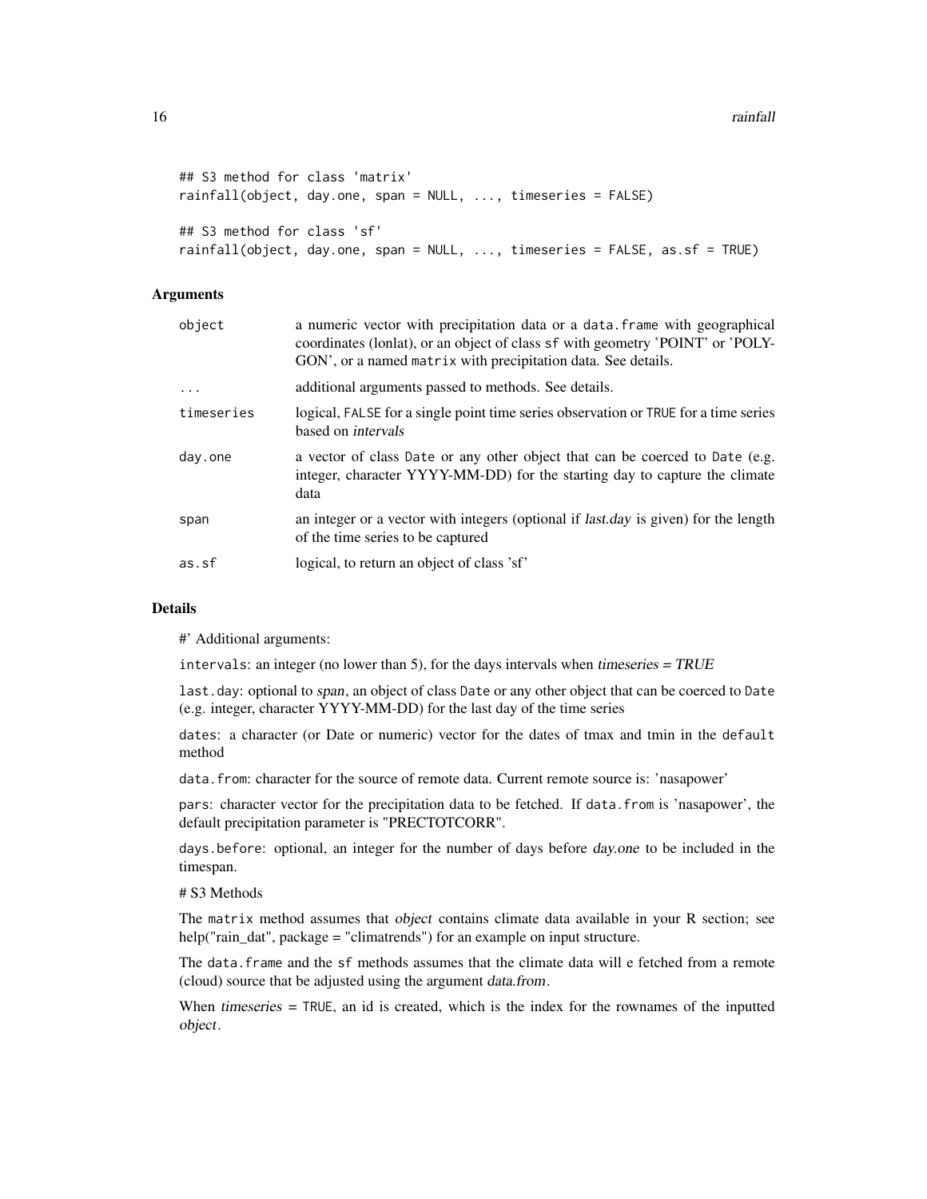```
## S3 method for class 'matrix'
rainfall(object, day.one, span = NULL, ..., timeseries = FALSE)

## S3 method for class 'sf'
rainfall(object, day.one, span = NULL, ..., timeseries = FALSE, as.sf = TRUE)
```

### Arguments

| | |
|---|---|
| `object` | a numeric vector with precipitation data or a `data.frame` with geographical coordinates (lonlat), or an object of class `sf` with geometry 'POINT' or 'POLYGON', or a named `matrix` with precipitation data. See details. |
| `...` | additional arguments passed to methods. See details. |
| `timeseries` | logical, `FALSE` for a single point time series observation or `TRUE` for a time series based on *intervals* |
| `day.one` | a vector of class `Date` or any other object that can be coerced to `Date` (e.g. integer, character YYYY-MM-DD) for the starting day to capture the climate data |
| `span` | an integer or a vector with integers (optional if *last.day* is given) for the length of the time series to be captured |
| `as.sf` | logical, to return an object of class 'sf' |

### Details

#' Additional arguments:

`intervals`: an integer (no lower than 5), for the days intervals when *timeseries = TRUE*

`last.day`: optional to *span*, an object of class `Date` or any other object that can be coerced to `Date` (e.g. integer, character YYYY-MM-DD) for the last day of the time series

`dates`: a character (or Date or numeric) vector for the dates of tmax and tmin in the `default` method

`data.from`: character for the source of remote data. Current remote source is: 'nasapower'

`pars`: character vector for the precipitation data to be fetched. If `data.from` is 'nasapower', the default precipitation parameter is "PRECTOTCORR".

`days.before`: optional, an integer for the number of days before *day.one* to be included in the timespan.

# S3 Methods

The `matrix` method assumes that *object* contains climate data available in your R section; see help("rain_dat", package = "climatrends") for an example on input structure.

The `data.frame` and the `sf` methods assumes that the climate data will e fetched from a remote (cloud) source that be adjusted using the argument *data.from*.

When *timeseries* = `TRUE`, an id is created, which is the index for the rownames of the inputted *object*.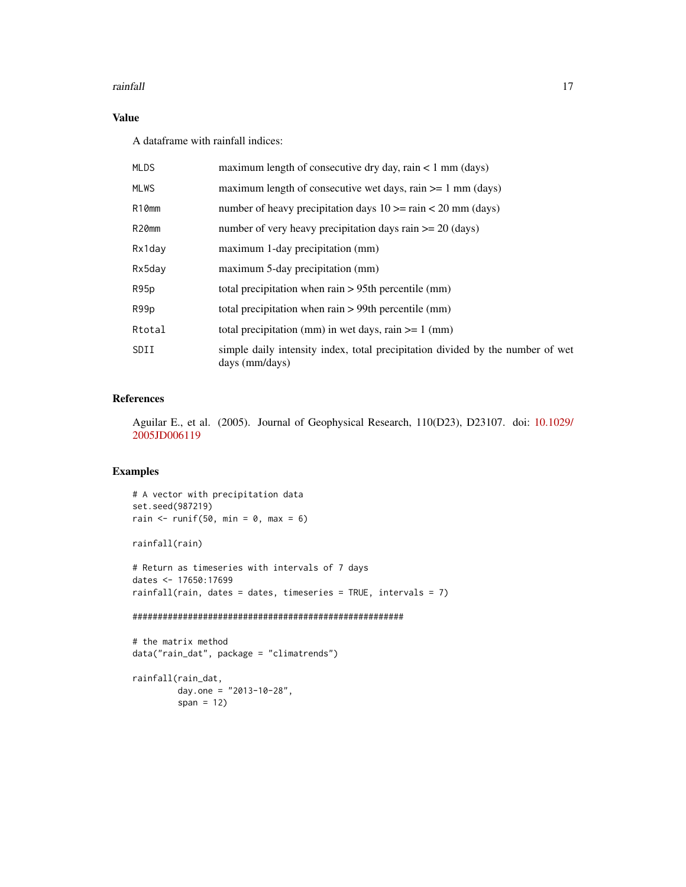## Value

A dataframe with rainfall indices:

| | |
|---|---|
| MLDS | maximum length of consecutive dry day, rain < 1 mm (days) |
| MLWS | maximum length of consecutive wet days, rain >= 1 mm (days) |
| R10mm | number of heavy precipitation days 10 >= rain < 20 mm (days) |
| R20mm | number of very heavy precipitation days rain >= 20 (days) |
| Rx1day | maximum 1-day precipitation (mm) |
| Rx5day | maximum 5-day precipitation (mm) |
| R95p | total precipitation when rain > 95th percentile (mm) |
| R99p | total precipitation when rain > 99th percentile (mm) |
| Rtotal | total precipitation (mm) in wet days, rain >= 1 (mm) |
| SDII | simple daily intensity index, total precipitation divided by the number of wet days (mm/days) |

## References

Aguilar E., et al. (2005). Journal of Geophysical Research, 110(D23), D23107. doi: 10.1029/2005JD006119

## Examples

```
# A vector with precipitation data
set.seed(987219)
rain <- runif(50, min = 0, max = 6)

rainfall(rain)

# Return as timeseries with intervals of 7 days
dates <- 17650:17699
rainfall(rain, dates = dates, timeseries = TRUE, intervals = 7)

#######################################################

# the matrix method
data("rain_dat", package = "climatrends")

rainfall(rain_dat,
         day.one = "2013-10-28",
         span = 12)
```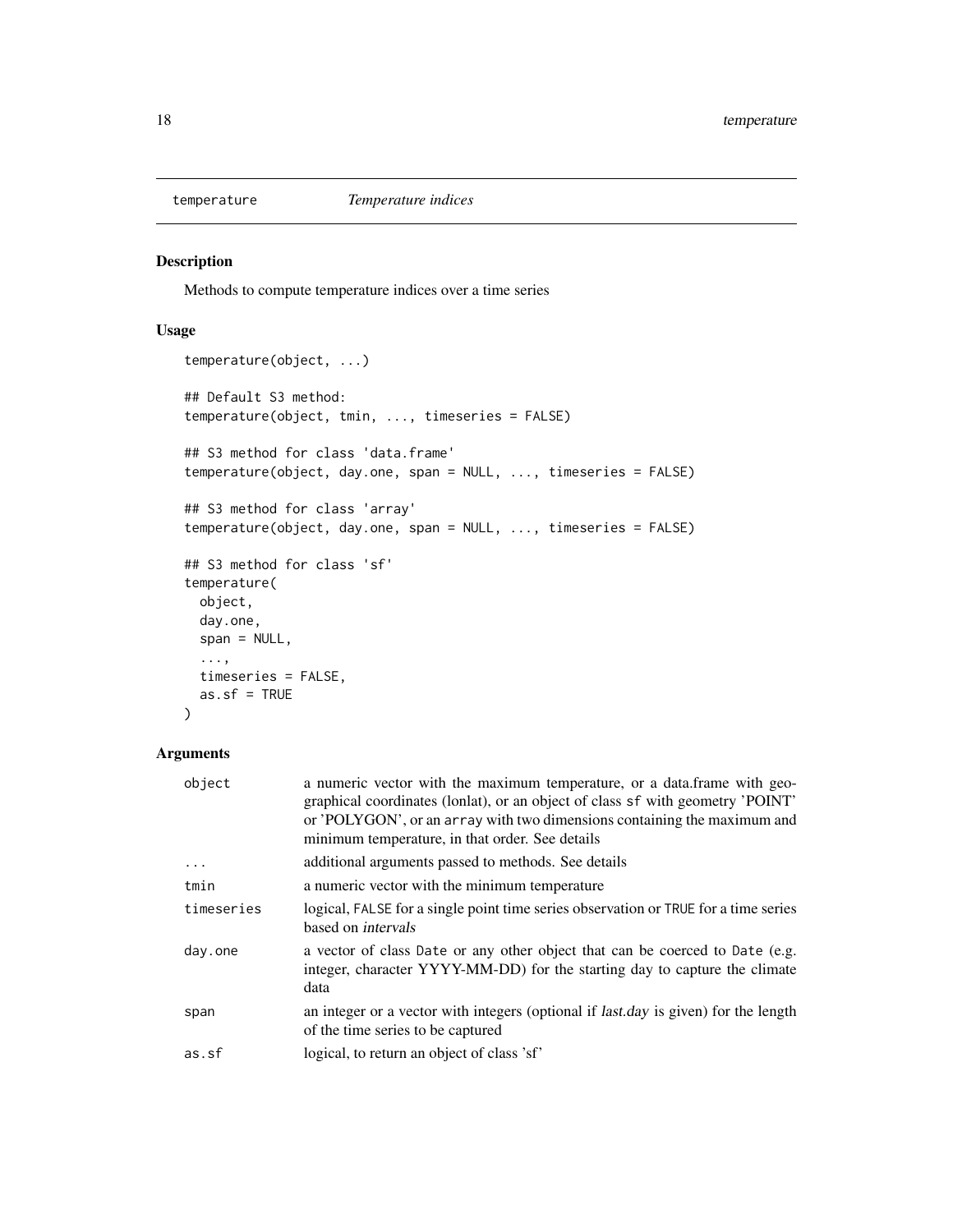`temperature` *Temperature indices*

## Description

Methods to compute temperature indices over a time series

## Usage

```
temperature(object, ...)

## Default S3 method:
temperature(object, tmin, ..., timeseries = FALSE)

## S3 method for class 'data.frame'
temperature(object, day.one, span = NULL, ..., timeseries = FALSE)

## S3 method for class 'array'
temperature(object, day.one, span = NULL, ..., timeseries = FALSE)

## S3 method for class 'sf'
temperature(
  object,
  day.one,
  span = NULL,
  ...,
  timeseries = FALSE,
  as.sf = TRUE
)
```

## Arguments

| | |
|---|---|
| `object` | a numeric vector with the maximum temperature, or a data.frame with geographical coordinates (lonlat), or an object of class `sf` with geometry 'POINT' or 'POLYGON', or an `array` with two dimensions containing the maximum and minimum temperature, in that order. See details |
| `...` | additional arguments passed to methods. See details |
| `tmin` | a numeric vector with the minimum temperature |
| `timeseries` | logical, `FALSE` for a single point time series observation or `TRUE` for a time series based on *intervals* |
| `day.one` | a vector of class `Date` or any other object that can be coerced to `Date` (e.g. integer, character YYYY-MM-DD) for the starting day to capture the climate data |
| `span` | an integer or a vector with integers (optional if *last.day* is given) for the length of the time series to be captured |
| `as.sf` | logical, to return an object of class 'sf' |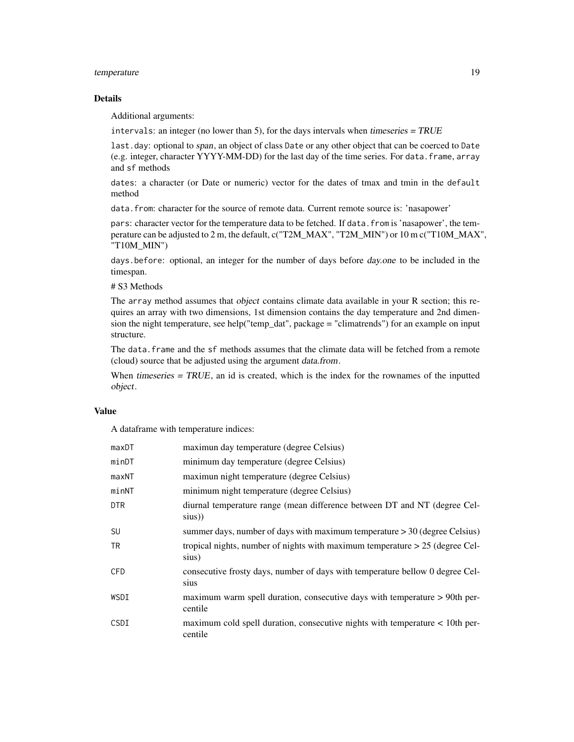## Details

Additional arguments:

`intervals`: an integer (no lower than 5), for the days intervals when *timeseries = TRUE*

`last.day`: optional to *span*, an object of class `Date` or any other object that can be coerced to `Date` (e.g. integer, character YYYY-MM-DD) for the last day of the time series. For `data.frame`, `array` and `sf` methods

`dates`: a character (or Date or numeric) vector for the dates of tmax and tmin in the `default` method

`data.from`: character for the source of remote data. Current remote source is: 'nasapower'

`pars`: character vector for the temperature data to be fetched. If `data.from` is 'nasapower', the temperature can be adjusted to 2 m, the default, c("T2M_MAX", "T2M_MIN") or 10 m c("T10M_MAX", "T10M_MIN")

`days.before`: optional, an integer for the number of days before *day.one* to be included in the timespan.

# S3 Methods

The `array` method assumes that *object* contains climate data available in your R section; this requires an array with two dimensions, 1st dimension contains the day temperature and 2nd dimension the night temperature, see help("temp_dat", package = "climatrends") for an example on input structure.

The `data.frame` and the `sf` methods assumes that the climate data will be fetched from a remote (cloud) source that be adjusted using the argument *data.from*.

When *timeseries = TRUE*, an id is created, which is the index for the rownames of the inputted *object*.

## Value

A dataframe with temperature indices:

| | |
|---|---|
| `maxDT` | maximun day temperature (degree Celsius) |
| `minDT` | minimum day temperature (degree Celsius) |
| `maxNT` | maximun night temperature (degree Celsius) |
| `minNT` | minimum night temperature (degree Celsius) |
| `DTR` | diurnal temperature range (mean difference between DT and NT (degree Celsius)) |
| `SU` | summer days, number of days with maximum temperature > 30 (degree Celsius) |
| `TR` | tropical nights, number of nights with maximum temperature > 25 (degree Celsius) |
| `CFD` | consecutive frosty days, number of days with temperature bellow 0 degree Celsius |
| `WSDI` | maximum warm spell duration, consecutive days with temperature > 90th percentile |
| `CSDI` | maximum cold spell duration, consecutive nights with temperature < 10th percentile |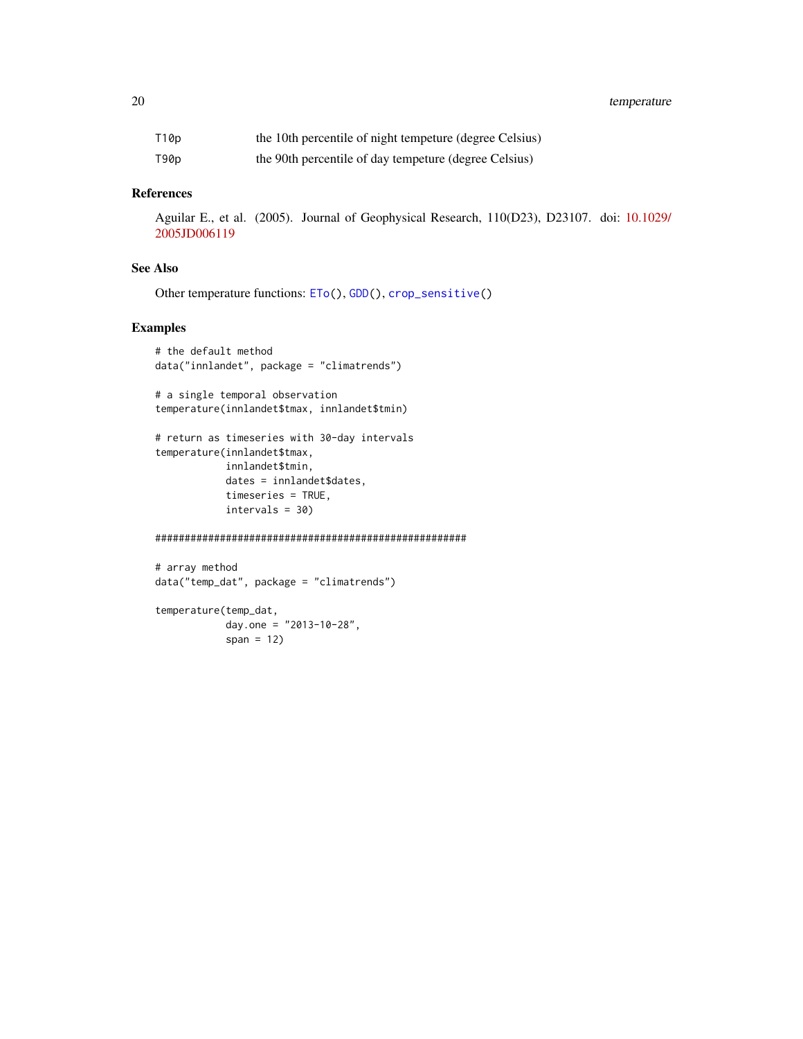| | |
|---|---|
| T10p | the 10th percentile of night tempeture (degree Celsius) |
| T90p | the 90th percentile of day tempeture (degree Celsius) |

### References

Aguilar E., et al. (2005). Journal of Geophysical Research, 110(D23), D23107. doi: 10.1029/2005JD006119

### See Also

Other temperature functions: ETo(), GDD(), crop_sensitive()

### Examples

```
# the default method
data("innlandet", package = "climatrends")

# a single temporal observation
temperature(innlandet$tmax, innlandet$tmin)

# return as timeseries with 30-day intervals
temperature(innlandet$tmax,
            innlandet$tmin,
            dates = innlandet$dates,
            timeseries = TRUE,
            intervals = 30)

#####################################################

# array method
data("temp_dat", package = "climatrends")

temperature(temp_dat,
            day.one = "2013-10-28",
            span = 12)
```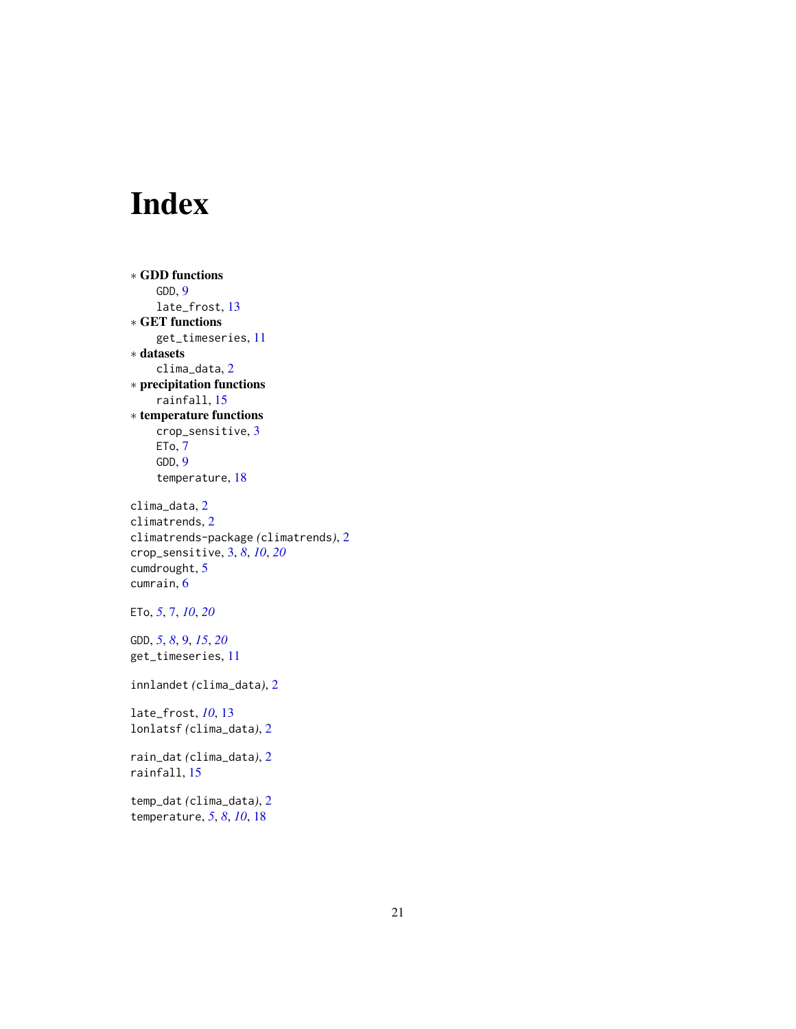# Index

∗ **GDD functions**
    GDD, 9
    late_frost, 13
∗ **GET functions**
    get_timeseries, 11
∗ **datasets**
    clima_data, 2
∗ **precipitation functions**
    rainfall, 15
∗ **temperature functions**
    crop_sensitive, 3
    ETo, 7
    GDD, 9
    temperature, 18

clima_data, 2
climatrends, 2
climatrends-package *(*climatrends*)*, 2
crop_sensitive, 3, *8*, *10*, *20*
cumdrought, 5
cumrain, 6

ETo, *5*, 7, *10*, *20*

GDD, *5*, *8*, 9, *15*, *20*
get_timeseries, 11

innlandet *(*clima_data*)*, 2

late_frost, *10*, 13
lonlatsf *(*clima_data*)*, 2

rain_dat *(*clima_data*)*, 2
rainfall, 15

temp_dat *(*clima_data*)*, 2
temperature, *5*, *8*, *10*, 18